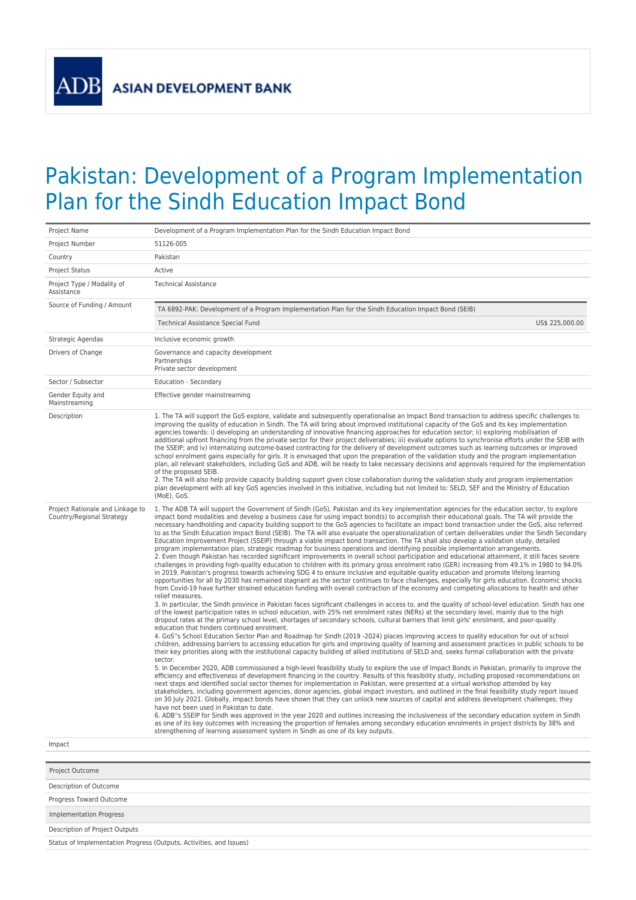ADB ASIAN DEVELOPMENT BANK

# Pakistan: Development of a Program Implementation Plan for the Sindh Education Impact Bond

| | |
|---|---|
| Project Name | Development of a Program Implementation Plan for the Sindh Education Impact Bond |
| Project Number | 51126-005 |
| Country | Pakistan |
| Project Status | Active |
| Project Type / Modality of Assistance | Technical Assistance |
| Source of Funding / Amount | TA 6892-PAK: Development of a Program Implementation Plan for the Sindh Education Impact Bond (SEIB)<br>Technical Assistance Special Fund US$ 225,000.00 |
| Strategic Agendas | Inclusive economic growth |
| Drivers of Change | Governance and capacity development<br>Partnerships<br>Private sector development |
| Sector / Subsector | Education - Secondary |
| Gender Equity and Mainstreaming | Effective gender mainstreaming |
| Description | 1. The TA will support the GoS explore, validate and subsequently operationalise an Impact Bond transaction to address specific challenges to improving the quality of education in Sindh. The TA will bring about improved institutional capacity of the GoS and its key implementation agencies towards: i) developing an understanding of innovative financing approaches for education sector; ii) exploring mobilisation of additional upfront financing from the private sector for their project deliverables; iii) evaluate options to synchronise efforts under the SEIB with the SSEIP; and iv) internalizing outcome-based contracting for the delivery of development outcomes such as learning outcomes or improved school enrolment gains especially for girls. It is envisaged that upon the preparation of the validation study and the program implementation plan, all relevant stakeholders, including GoS and ADB, will be ready to take necessary decisions and approvals required for the implementation of the proposed SEIB.<br>2. The TA will also help provide capacity building support given close collaboration during the validation study and program implementation plan development with all key GoS agencies involved in this initiative, including but not limited to: SELD, SEF and the Ministry of Education (MoE), GoS. |
| Project Rationale and Linkage to Country/Regional Strategy | 1. The ADB TA will support the Government of Sindh (GoS), Pakistan and its key implementation agencies for the education sector, to explore impact bond modalities and develop a business case for using impact bond(s) to accomplish their educational goals. The TA will provide the necessary handholding and capacity building support to the GoS agencies to facilitate an impact bond transaction under the GoS, also referred to as the Sindh Education Impact Bond (SEIB). The TA will also evaluate the operationalization of certain deliverables under the Sindh Secondary Education Improvement Project (SSEIP) through a viable impact bond transaction. The TA shall also develop a validation study, detailed program implementation plan, strategic roadmap for business operations and identifying possible implementation arrangements.<br>2. Even though Pakistan has recorded significant improvements in overall school participation and educational attainment, it still faces severe challenges in providing high-quality education to children with its primary gross enrolment ratio (GER) increasing from 49.1% in 1980 to 94.0% in 2019. Pakistan's progress towards achieving SDG 4 to ensure inclusive and equitable quality education and promote lifelong learning opportunities for all by 2030 has remained stagnant as the sector continues to face challenges, especially for girls education. Economic shocks from Covid-19 have further strained education funding with overall contraction of the economy and competing allocations to health and other relief measures.<br>3. In particular, the Sindh province in Pakistan faces significant challenges in access to, and the quality of school-level education. Sindh has one of the lowest participation rates in school education, with 25% net enrolment rates (NERs) at the secondary level, mainly due to the high dropout rates at the primary school level, shortages of secondary schools, cultural barriers that limit girls' enrolment, and poor-quality education that hinders continued enrolment.<br>4. GoS''s School Education Sector Plan and Roadmap for Sindh (2019 -2024) places improving access to quality education for out of school children, addressing barriers to accessing education for girls and improving quality of learning and assessment practices in public schools to be their key priorities along with the institutional capacity building of allied institutions of SELD and, seeks formal collaboration with the private sector.<br>5. In December 2020, ADB commissioned a high-level feasibility study to explore the use of Impact Bonds in Pakistan, primarily to improve the efficiency and effectiveness of development financing in the country. Results of this feasibility study, including proposed recommendations on next steps and identified social sector themes for implementation in Pakistan, were presented at a virtual workshop attended by key stakeholders, including government agencies, donor agencies, global impact investors, and outlined in the final feasibility study report issued on 30 July 2021. Globally, impact bonds have shown that they can unlock new sources of capital and address development challenges; they have not been used in Pakistan to date.<br>6. ADB''s SSEIP for Sindh was approved in the year 2020 and outlines increasing the inclusiveness of the secondary education system in Sindh as one of its key outcomes with increasing the proportion of females among secondary education enrolments in project districts by 38% and strengthening of learning assessment system in Sindh as one of its key outputs. |
| Impact | |

| Project Outcome |
|---|
| Description of Outcome |
| Progress Toward Outcome |

| Implementation Progress |
|---|
| Description of Project Outputs |
| Status of Implementation Progress (Outputs, Activities, and Issues) |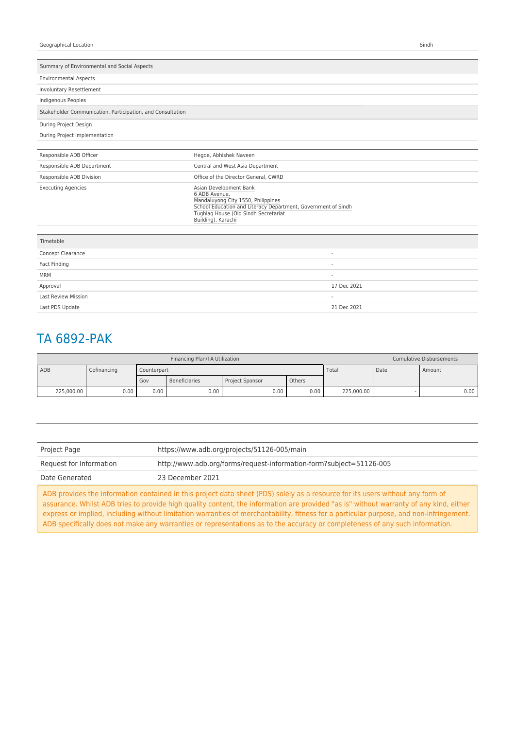| | |
|---|---|
| Geographical Location | Sindh |

| | |
|---|---|
| Summary of Environmental and Social Aspects | |
| Environmental Aspects | |
| Involuntary Resettlement | |
| Indigenous Peoples | |
| Stakeholder Communication, Participation, and Consultation | |
| During Project Design | |
| During Project Implementation | |

| | |
|---|---|
| Responsible ADB Officer | Hegde, Abhishek Naveen |
| Responsible ADB Department | Central and West Asia Department |
| Responsible ADB Division | Office of the Director General, CWRD |
| Executing Agencies | Asian Development Bank<br>6 ADB Avenue,<br>Mandaluyong City 1550, Philippines<br>School Education and Literacy Department, Government of Sindh<br>Tughlaq House (Old Sindh Secretariat<br>Building), Karachi |

| Timetable | |
|---|---|
| Concept Clearance | - |
| Fact Finding | - |
| MRM | - |
| Approval | 17 Dec 2021 |
| Last Review Mission | - |
| Last PDS Update | 21 Dec 2021 |

## TA 6892-PAK

| Financing Plan/TA Utilization | | | | | | | | Cumulative Disbursements | |
|---|---|---|---|---|---|---|---|---|---|
| ADB | Cofinancing | Counterpart | | | | Total | | Date | Amount |
| | | Gov | Beneficiaries | Project Sponsor | Others | | | | |
| 225,000.00 | 0.00 | 0.00 | 0.00 | 0.00 | 0.00 | 225,000.00 | | - | 0.00 |

| | |
|---|---|
| Project Page | https://www.adb.org/projects/51126-005/main |
| Request for Information | http://www.adb.org/forms/request-information-form?subject=51126-005 |
| Date Generated | 23 December 2021 |

ADB provides the information contained in this project data sheet (PDS) solely as a resource for its users without any form of assurance. Whilst ADB tries to provide high quality content, the information are provided "as is" without warranty of any kind, either express or implied, including without limitation warranties of merchantability, fitness for a particular purpose, and non-infringement. ADB specifically does not make any warranties or representations as to the accuracy or completeness of any such information.